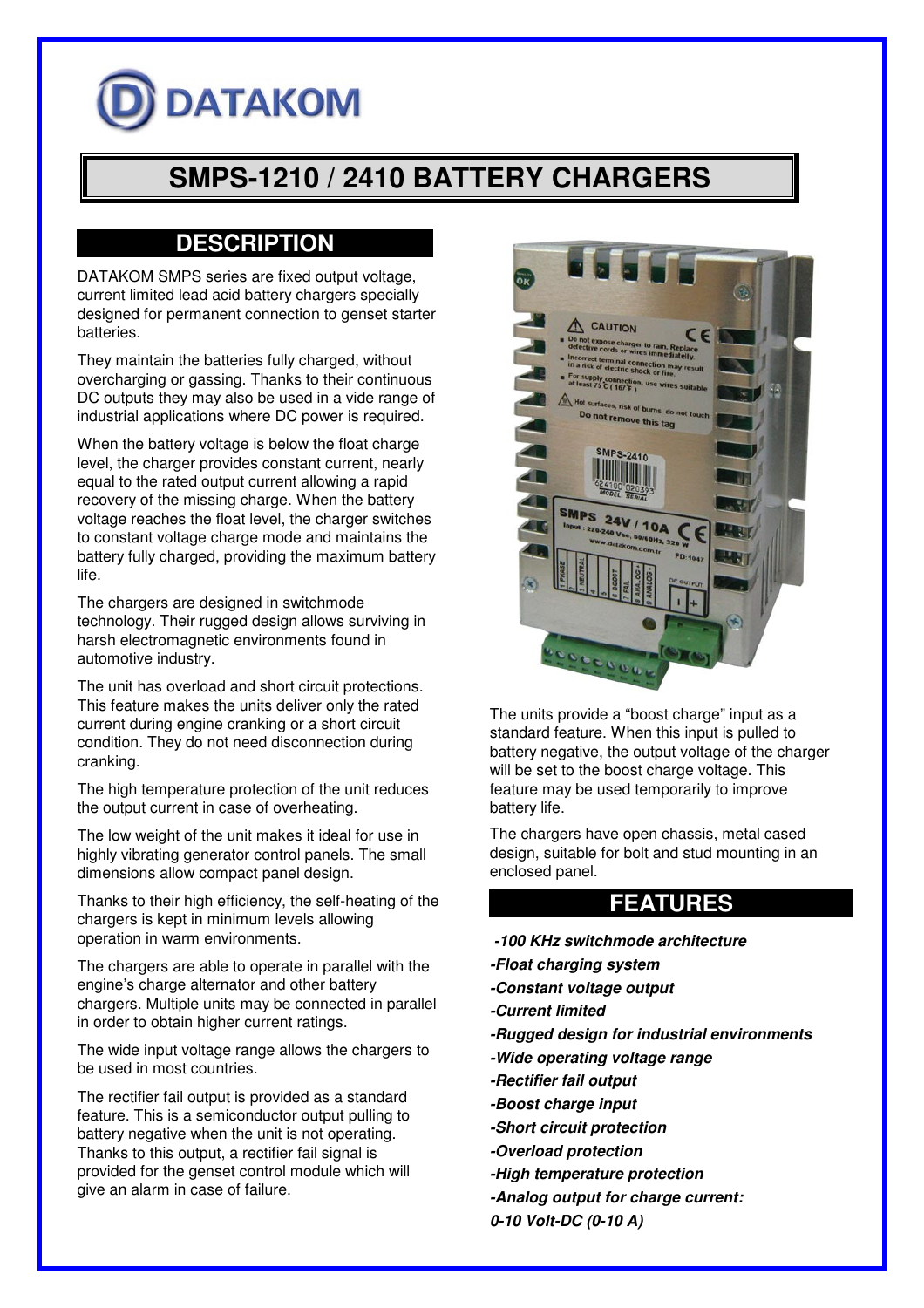# SMPS-1210 / 2410 BATTERY CHARGERS

## DESCRIPTION

DATAKOM SMPS series are fixed output voltage, current limited lead acid battery chargers specially designed for permanent connection to genset starter batteries.

They maintain the batteries fully charged, without overcharging or gassing. Thanks to their continuous DC outputs they may also be used in a vide range of industrial applications where DC power is required.

When the battery voltage is below the float charge level, the charger provides constant current, nearly equal to the rated output current allowing a rapid recovery of the missing charge. When the battery voltage reaches the float level, the charger switches to constant voltage charge mode and maintains the battery fully charged, providing the maximum battery life.

The chargers are designed in switchmode technology. Their rugged design allows surviving in harsh electromagnetic environments found in automotive industry.

The unit has overload and short circuit protections. This feature makes the units deliver only the rated current during engine cranking or a short circuit condition. They do not need disconnection during cranking.

The high temperature protection of the unit reduces the output current in case of overheating.

The low weight of the unit makes it ideal for use in highly vibrating generator control panels. The small dimensions allow compact panel design.

Thanks to their high efficiency, the self-heating of the chargers is kept in minimum levels allowing operation in warm environments.

The chargers are able to operate in parallel with the engine's charge alternator and other battery chargers. Multiple units may be connected in parallel in order to obtain higher current ratings.

The wide input voltage range allows the chargers to be used in most countries.

The rectifier fail output is provided as a standard feature. This is a semiconductor output pulling to battery negative when the unit is not operating. Thanks to this output, a rectifier fail signal is provided for the genset control module which will give an alarm in case of failure.

The units provide a "boost charge" input as a standard feature. When this input is pulled to battery negative, the output voltage of the charger will be set to the boost charge voltage. This feature may be used temporarily to improve battery life.

The chargers have open chassis, metal cased design, suitable for bolt and stud mounting in an enclosed panel.

## FEATURES

***-100 KHz switchmode architecture***

***-Float charging system***

***-Constant voltage output***

***-Current limited***

***-Rugged design for industrial environments***

***-Wide operating voltage range***

***-Rectifier fail output***

***-Boost charge input***

***-Short circuit protection***

***-Overload protection***

***-High temperature protection***

***-Analog output for charge current:***
***0-10 Volt-DC (0-10 A)***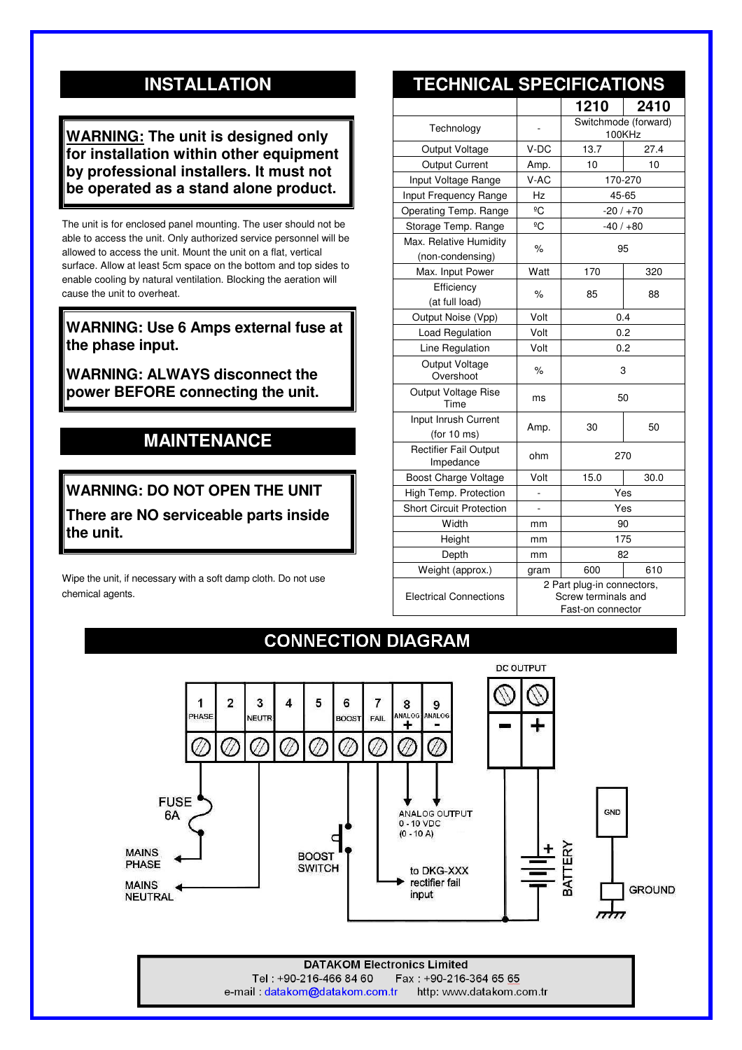## INSTALLATION

**WARNING: The unit is designed only for installation within other equipment by professional installers. It must not be operated as a stand alone product.**

The unit is for enclosed panel mounting. The user should not be able to access the unit. Only authorized service personnel will be allowed to access the unit. Mount the unit on a flat, vertical surface. Allow at least 5cm space on the bottom and top sides to enable cooling by natural ventilation. Blocking the aeration will cause the unit to overheat.

**WARNING: Use 6 Amps external fuse at the phase input.**

**WARNING: ALWAYS disconnect the power BEFORE connecting the unit.**

## MAINTENANCE

**WARNING: DO NOT OPEN THE UNIT**

**There are NO serviceable parts inside the unit.**

Wipe the unit, if necessary with a soft damp cloth. Do not use chemical agents.

## TECHNICAL SPECIFICATIONS

| | | 1210 | 2410 |
|---|---|---|---|
| Technology | - | Switchmode (forward) 100KHz | |
| Output Voltage | V-DC | 13.7 | 27.4 |
| Output Current | Amp. | 10 | 10 |
| Input Voltage Range | V-AC | 170-270 | |
| Input Frequency Range | Hz | 45-65 | |
| Operating Temp. Range | ºC | -20 / +70 | |
| Storage Temp. Range | ºC | -40 / +80 | |
| Max. Relative Humidity (non-condensing) | % | 95 | |
| Max. Input Power | Watt | 170 | 320 |
| Efficiency (at full load) | % | 85 | 88 |
| Output Noise (Vpp) | Volt | 0.4 | |
| Load Regulation | Volt | 0.2 | |
| Line Regulation | Volt | 0.2 | |
| Output Voltage Overshoot | % | 3 | |
| Output Voltage Rise Time | ms | 50 | |
| Input Inrush Current (for 10 ms) | Amp. | 30 | 50 |
| Rectifier Fail Output Impedance | ohm | 270 | |
| Boost Charge Voltage | Volt | 15.0 | 30.0 |
| High Temp. Protection | - | Yes | |
| Short Circuit Protection | - | Yes | |
| Width | mm | 90 | |
| Height | mm | 175 | |
| Depth | mm | 82 | |
| Weight (approx.) | gram | 600 | 610 |
| Electrical Connections | | 2 Part plug-in connectors, Screw terminals and Fast-on connector | |

## CONNECTION DIAGRAM

1 PHASE
2
3 NEUTR
4
5
6 BOOST
7 FAIL
8 ANALOG +
9 ANALOG -

DC OUTPUT
- +

FUSE 6A
MAINS PHASE
MAINS NEUTRAL
BOOST SWITCH
ANALOG OUTPUT 0 - 10 VDC (0 - 10 A)
to DKG-XXX rectifier fail input
BATTERY
GND
GROUND

**DATAKOM Electronics Limited**
Tel : +90-216-466 84 60 Fax : +90-216-364 65 65
e-mail : datakom@datakom.com.tr http: www.datakom.com.tr